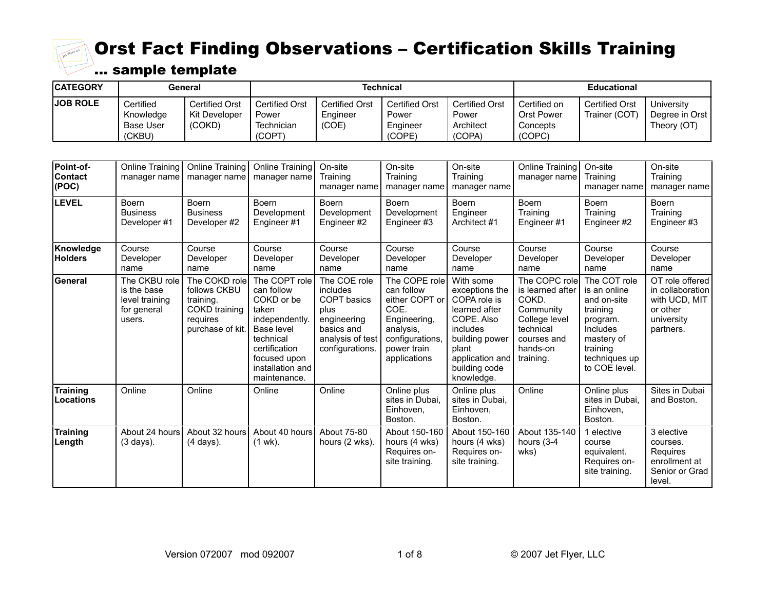# Orst Fact Finding Observations – Certification Skills Training

## … sample template

| CATEGORY | General | | Technical | | | | Educational | | |
|---|---|---|---|---|---|---|---|---|---|
| JOB ROLE | Certified Knowledge Base User (CKBU) | Certified Orst Kit Developer (COKD) | Certified Orst Power Technician (COPT) | Certified Orst Engineer (COE) | Certified Orst Power Engineer (COPE) | Certified Orst Power Architect (COPA) | Certified on Orst Power Concepts (COPC) | Certified Orst Trainer (COT) | University Degree in Orst Theory (OT) |
| **Point-of-Contact (POC)** | Online Training manager name | Online Training manager name | Online Training manager name | On-site Training manager name | On-site Training manager name | On-site Training manager name | Online Training manager name | On-site Training manager name | On-site Training manager name |
| **LEVEL** | Boern Business Developer #1 | Boern Business Developer #2 | Boern Development Engineer #1 | Boern Development Engineer #2 | Boern Development Engineer #3 | Boern Engineer Architect #1 | Boern Training Engineer #1 | Boern Training Engineer #2 | Boern Training Engineer #3 |
| **Knowledge Holders** | Course Developer name | Course Developer name | Course Developer name | Course Developer name | Course Developer name | Course Developer name | Course Developer name | Course Developer name | Course Developer name |
| **General** | The CKBU role is the base level training for general users. | The COKD role follows CKBU training. COKD training requires purchase of kit. | The COPT role can follow COKD or be taken independently. Base level technical certification focused upon installation and maintenance. | The COE role includes COPT basics plus engineering basics and analysis of test configurations. | The COPE role can follow either COPT or COE. Engineering, analysis, configurations, power train applications | With some exceptions the COPA role is learned after COPE. Also includes building power plant application and building code knowledge. | The COPC role is learned after COKD. Community College level technical courses and hands-on training. | The COT role is an online and on-site training program. Includes mastery of training techniques up to COE level. | OT role offered in collaboration with UCD, MIT or other university partners. |
| **Training Locations** | Online | Online | Online | Online | Online plus sites in Dubai, Einhoven, Boston. | Online plus sites in Dubai, Einhoven, Boston. | Online | Online plus sites in Dubai, Einhoven, Boston. | Sites in Dubai and Boston. |
| **Training Length** | About 24 hours (3 days). | About 32 hours (4 days). | About 40 hours (1 wk). | About 75-80 hours (2 wks). | About 150-160 hours (4 wks) Requires on-site training. | About 150-160 hours (4 wks) Requires on-site training. | About 135-140 hours (3-4 wks) | 1 elective course equivalent. Requires on-site training. | 3 elective courses. Requires enrollment at Senior or Grad level. |

Version 072007 mod 092007

© 2007 Jet Flyer, LLC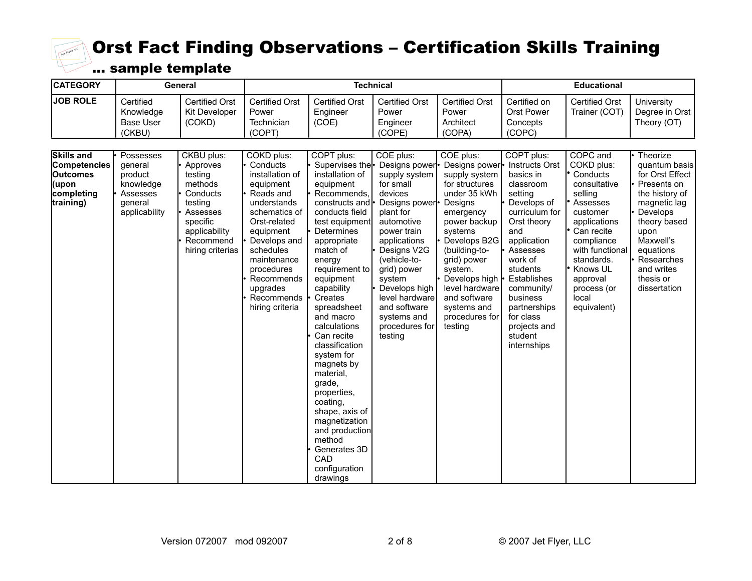# Orst Fact Finding Observations – Certification Skills Training

## … sample template

| CATEGORY | General | | Technical | | | | Educational | | |
|---|---|---|---|---|---|---|---|---|---|
| JOB ROLE | Certified Knowledge Base User (CKBU) | Certified Orst Kit Developer (COKD) | Certified Orst Power Technician (COPT) | Certified Orst Engineer (COE) | Certified Orst Power Engineer (COPE) | Certified Orst Power Architect (COPA) | Certified on Orst Power Concepts (COPC) | Certified Orst Trainer (COT) | University Degree in Orst Theory (OT) |
| **Skills and Competencies Outcomes (upon completing training)** | • Possesses general product knowledge<br>• Assesses general applicability | CKBU plus:<br>• Approves testing methods<br>• Conducts testing<br>• Assesses specific applicability<br>• Recommend hiring criterias | COKD plus:<br>• Conducts installation of equipment<br>• Reads and understands schematics of Orst-related equipment<br>• Develops and schedules maintenance procedures<br>• Recommends upgrades<br>• Recommends hiring criteria | COPT plus:<br>• Supervises the installation of equipment<br>• Recommends, constructs and conducts field test equipment<br>• Determines appropriate match of energy requirement to equipment capability<br>• Creates spreadsheet and macro calculations<br>• Can recite classification system for magnets by material, grade, properties, coating, shape, axis of magnetization and production method<br>• Generates 3D CAD configuration drawings | COE plus:<br>• Designs power supply system for small devices<br>• Designs power plant for automotive power train applications<br>• Designs V2G (vehicle-to-grid) power system<br>• Develops high level hardware and software systems and procedures for testing | COE plus:<br>• Designs power supply system for structures under 35 kWh<br>• Designs emergency power backup systems<br>• Develops B2G (building-to-grid) power system.<br>• Develops high level hardware and software systems and procedures for testing | COPT plus:<br>• Instructs Orst basics in classroom setting<br>• Develops of curriculum for Orst theory and application<br>• Assesses work of students<br>• Establishes community/ business partnerships for class projects and student internships | COPC and COKD plus:<br>• Conducts consultative selling<br>• Assesses customer applications<br>• Can recite compliance with functional standards.<br>• Knows UL approval process (or local equivalent) | • Theorize quantum basis for Orst Effect<br>• Presents on the history of magnetic lag<br>• Develops theory based upon Maxwell's equations<br>• Researches and writes thesis or dissertation |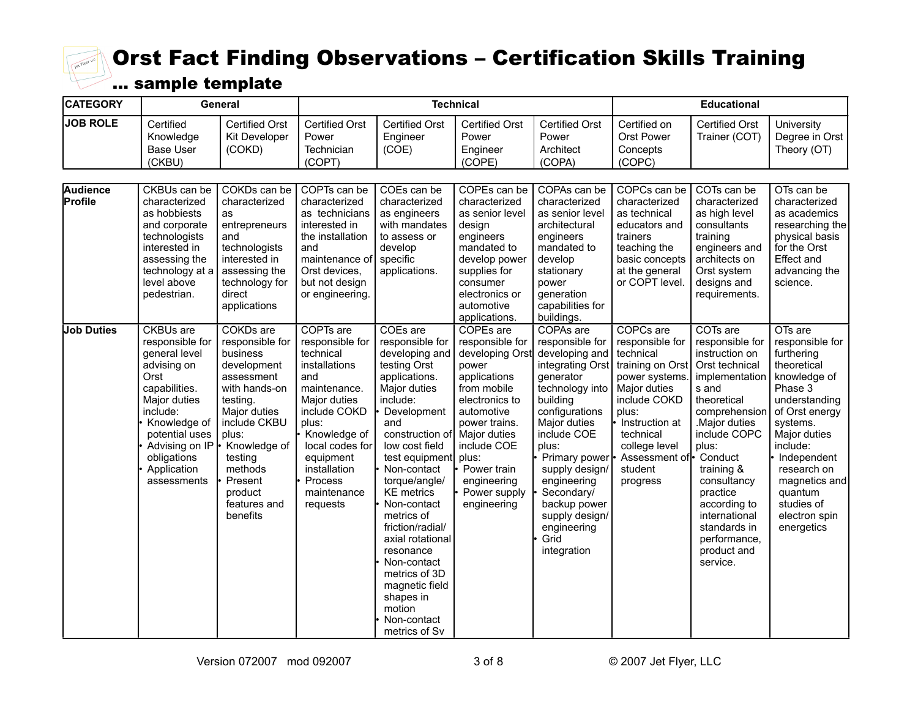# Orst Fact Finding Observations – Certification Skills Training

## … sample template

| CATEGORY | General | | Technical | | | | Educational | | |
|---|---|---|---|---|---|---|---|---|---|
| JOB ROLE | Certified Knowledge Base User (CKBU) | Certified Orst Kit Developer (COKD) | Certified Orst Power Technician (COPT) | Certified Orst Engineer (COE) | Certified Orst Power Engineer (COPE) | Certified Orst Power Architect (COPA) | Certified on Orst Power Concepts (COPC) | Certified Orst Trainer (COT) | University Degree in Orst Theory (OT) |
| Audience Profile | CKBUs can be characterized as hobbiests and corporate technologists interested in assessing the technology at a level above pedestrian. | COKDs can be characterized as entrepreneurs and technologists interested in assessing the technology for direct applications | COPTs can be characterized as technicians interested in the installation and maintenance of Orst devices, but not design or engineering. | COEs can be characterized as engineers with mandates to assess or develop specific applications. | COPEs can be characterized as senior level design engineers mandated to develop power supplies for consumer electronics or automotive applications. | COPAs can be characterized as senior level architectural engineers mandated to develop stationary power generation capabilities for buildings. | COPCs can be characterized as technical educators and trainers teaching the basic concepts at the general or COPT level. | COTs can be characterized as high level consultants training engineers and architects on Orst system designs and requirements. | OTs can be characterized as academics researching the physical basis for the Orst Effect and advancing the science. |
| Job Duties | CKBUs are responsible for general level advising on Orst capabilities. Major duties include:<br>• Knowledge of potential uses<br>• Advising on IP obligations<br>• Application assessments | COKDs are responsible for business development assessment with hands-on testing. Major duties include CKBU plus:<br>• Knowledge of testing methods<br>• Present product features and benefits | COPTs are responsible for technical installations and maintenance. Major duties include COKD plus:<br>• Knowledge of local codes for equipment installation<br>• Process maintenance requests | COEs are responsible for developing and testing Orst applications. Major duties include:<br>• Development and construction of low cost field test equipment<br>• Non-contact torque/angle/ KE metrics<br>• Non-contact metrics of friction/radial/ axial rotational resonance<br>• Non-contact metrics of 3D magnetic field shapes in motion<br>• Non-contact metrics of Sv | COPEs are responsible for developing Orst power applications from mobile electronics to automotive power trains. Major duties include COE plus:<br>• Power train engineering<br>• Power supply engineering | COPAs are responsible for developing and integrating Orst generator technology into building configurations Major duties include COE plus:<br>• Primary power supply design/ engineering<br>• Secondary/ backup power supply design/ engineering<br>• Grid integration | COPCs are responsible for technical training on Orst power systems. Major duties include COKD plus:<br>• Instruction at technical college level<br>• Assessment of student progress | COTs are responsible for instruction on Orst technical implementations and theoretical comprehension .Major duties include COPC plus:<br>• Conduct training & consultancy practice according to international standards in performance, product and service. | OTs are responsible for furthering theoretical knowledge of Phase 3 understanding of Orst energy systems. Major duties include:<br>• Independent research on magnetics and quantum studies of electron spin energetics |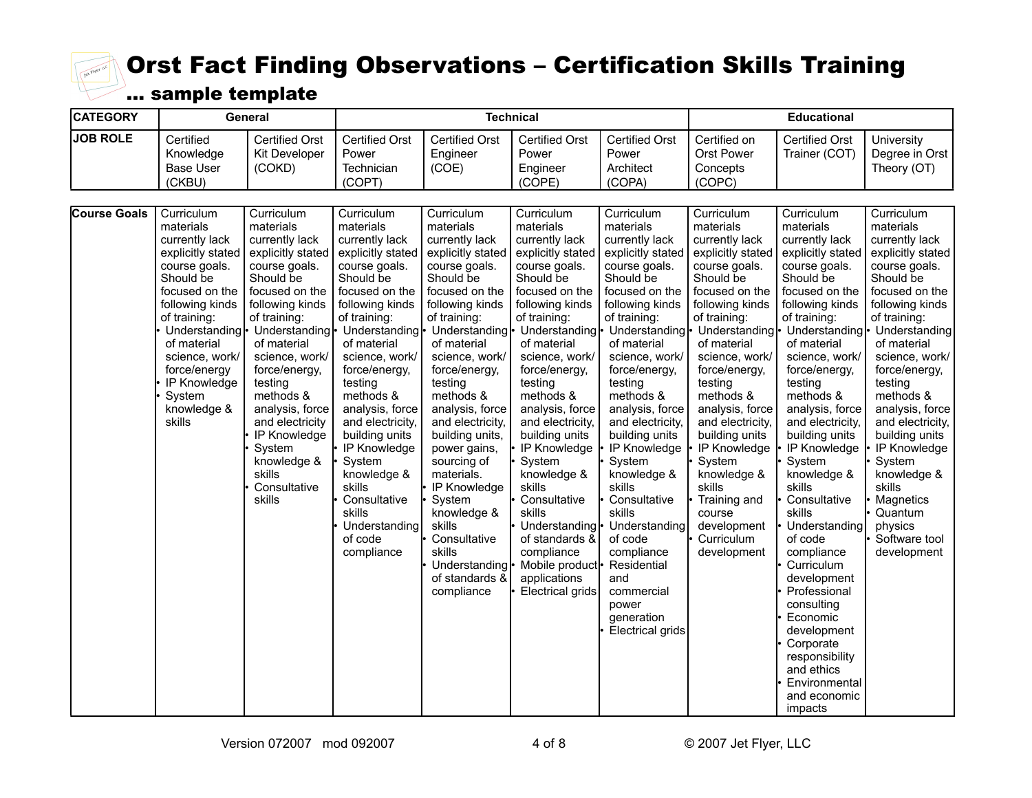# Orst Fact Finding Observations – Certification Skills Training

## … sample template

| CATEGORY | General | | Technical | | | | Educational | | |
|---|---|---|---|---|---|---|---|---|---|
| JOB ROLE | Certified Knowledge Base User (CKBU) | Certified Orst Kit Developer (COKD) | Certified Orst Power Technician (COPT) | Certified Orst Engineer (COE) | Certified Orst Power Engineer (COPE) | Certified Orst Power Architect (COPA) | Certified on Orst Power Concepts (COPC) | Certified Orst Trainer (COT) | University Degree in Orst Theory (OT) |
| Course Goals | Curriculum materials currently lack explicitly stated course goals. Should be focused on the following kinds of training: <br>• Understanding of material science, work/ force/energy <br>• IP Knowledge <br>• System knowledge & skills | Curriculum materials currently lack explicitly stated course goals. Should be focused on the following kinds of training: <br>• Understanding of material science, work/ force/energy, testing methods & analysis, force and electricity <br>• IP Knowledge <br>• System knowledge & skills <br>• Consultative skills | Curriculum materials currently lack explicitly stated course goals. Should be focused on the following kinds of training: <br>• Understanding of material science, work/ force/energy, testing methods & analysis, force and electricity, building units <br>• IP Knowledge <br>• System knowledge & skills <br>• Consultative skills <br>• Understanding of code compliance | Curriculum materials currently lack explicitly stated course goals. Should be focused on the following kinds of training: <br>• Understanding of material science, work/ force/energy, testing methods & analysis, force and electricity, building units, power gains, sourcing of materials. <br>• IP Knowledge <br>• System knowledge & skills <br>• Consultative skills <br>• Understanding of standards & compliance | Curriculum materials currently lack explicitly stated course goals. Should be focused on the following kinds of training: <br>• Understanding of material science, work/ force/energy, testing methods & analysis, force and electricity, building units <br>• IP Knowledge <br>• System knowledge & skills <br>• Consultative skills <br>• Understanding of standards & compliance <br>• Mobile product applications <br>• Electrical grids | Curriculum materials currently lack explicitly stated course goals. Should be focused on the following kinds of training: <br>• Understanding of material science, work/ force/energy, testing methods & analysis, force and electricity, building units <br>• IP Knowledge <br>• System knowledge & skills <br>• Consultative skills <br>• Understanding of code compliance <br>• Residential and commercial power generation <br>• Electrical grids | Curriculum materials currently lack explicitly stated course goals. Should be focused on the following kinds of training: <br>• Understanding of material science, work/ force/energy, testing methods & analysis, force and electricity, building units <br>• IP Knowledge <br>• System knowledge & skills <br>• Training and course development <br>• Curriculum development | Curriculum materials currently lack explicitly stated course goals. Should be focused on the following kinds of training: <br>• Understanding of material science, work/ force/energy, testing methods & analysis, force and electricity, building units <br>• IP Knowledge <br>• System knowledge & skills <br>• Consultative skills <br>• Understanding of code compliance <br>• Curriculum development <br>• Professional consulting <br>• Economic development <br>• Corporate responsibility and ethics <br>• Environmental and economic impacts | Curriculum materials currently lack explicitly stated course goals. Should be focused on the following kinds of training: <br>• Understanding of material science, work/ force/energy, testing methods & analysis, force and electricity, building units <br>• IP Knowledge <br>• System knowledge & skills <br>• Magnetics <br>• Quantum physics <br>• Software tool development |

Version 072007 mod 092007 © 2007 Jet Flyer, LLC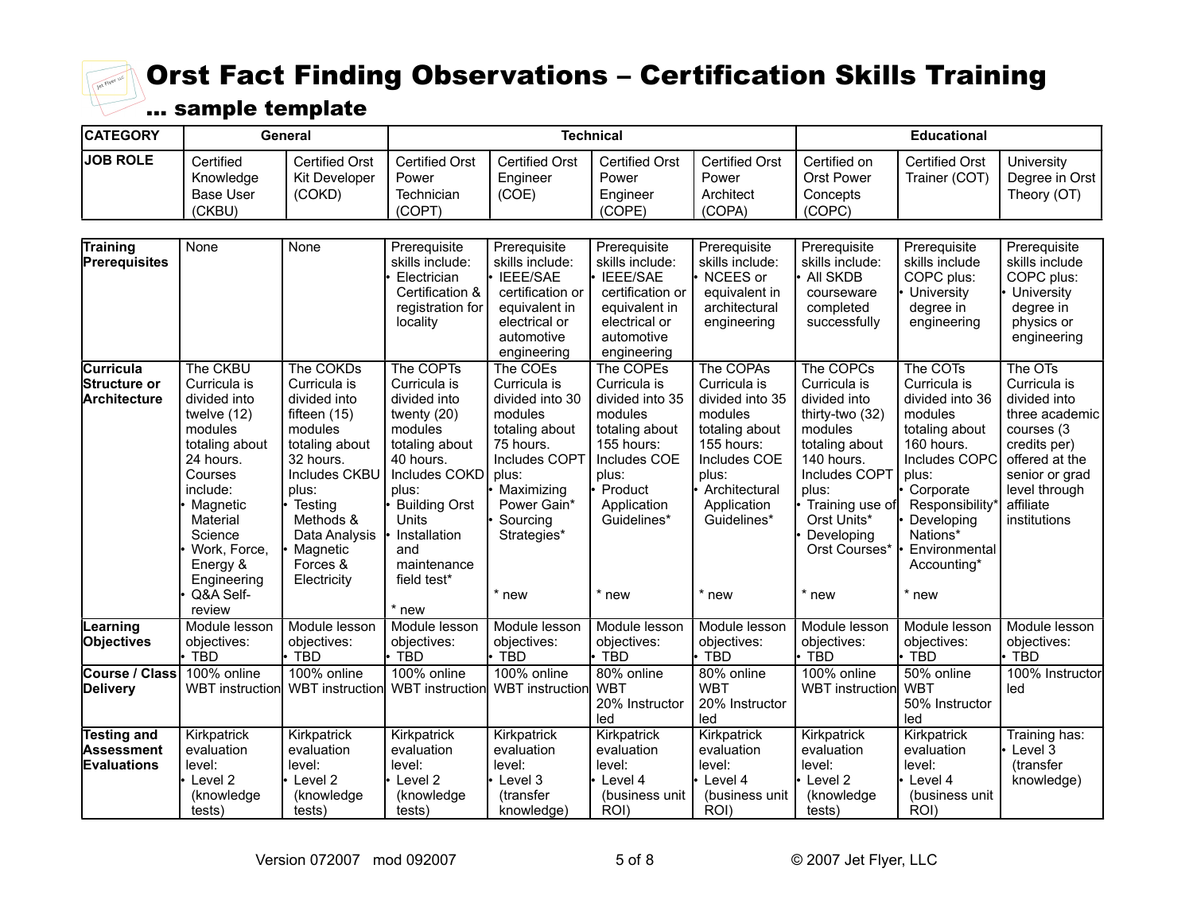# Orst Fact Finding Observations – Certification Skills Training

## … sample template

| CATEGORY | General | | Technical | | | | Educational | | |
|---|---|---|---|---|---|---|---|---|---|
| JOB ROLE | Certified Knowledge Base User (CKBU) | Certified Orst Kit Developer (COKD) | Certified Orst Power Technician (COPT) | Certified Orst Engineer (COE) | Certified Orst Power Engineer (COPE) | Certified Orst Power Architect (COPA) | Certified on Orst Power Concepts (COPC) | Certified Orst Trainer (COT) | University Degree in Orst Theory (OT) |
| **Training Prerequisites** | None | None | Prerequisite skills include: • Electrician Certification & registration for locality | Prerequisite skills include: • IEEE/SAE certification or equivalent in electrical or automotive engineering | Prerequisite skills include: • IEEE/SAE certification or equivalent in electrical or automotive engineering | Prerequisite skills include: • NCEES or equivalent in architectural engineering | Prerequisite skills include: • All SKDB courseware completed successfully | Prerequisite skills include COPC plus: • University degree in engineering | Prerequisite skills include COPC plus: • University degree in physics or engineering |
| **Curricula Structure or Architecture** | The CKBU Curricula is divided into twelve (12) modules totaling about 24 hours. Courses include: • Magnetic Material Science • Work, Force, Energy & Engineering • Q&A Self-review | The COKDs Curricula is divided into fifteen (15) modules totaling about 32 hours. Includes CKBU plus: • Testing Methods & Data Analysis • Magnetic Forces & Electricity | The COPTs Curricula is divided into twenty (20) modules totaling about 40 hours. Includes COKD plus: • Building Orst Units • Installation and maintenance field test* <br>* new | The COEs Curricula is divided into 30 modules totaling about 75 hours. Includes COPT plus: • Maximizing Power Gain* • Sourcing Strategies* <br>* new | The COPEs Curricula is divided into 35 modules totaling about 155 hours: Includes COE plus: • Product Application Guidelines* <br>* new | The COPAs Curricula is divided into 35 modules totaling about 155 hours: Includes COE plus: • Architectural Application Guidelines* <br>* new | The COPCs Curricula is divided into thirty-two (32) modules totaling about 140 hours. Includes COPT plus: • Training use of Orst Units* • Developing Orst Courses* <br>* new | The COTs Curricula is divided into 36 modules totaling about 160 hours. Includes COPC plus: • Corporate Responsibility* • Developing Nations* • Environmental Accounting* <br>* new | The OTs Curricula is divided into three academic courses (3 credits per) offered at the senior or grad level through affiliate institutions |
| **Learning Objectives** | Module lesson objectives: • TBD | Module lesson objectives: • TBD | Module lesson objectives: • TBD | Module lesson objectives: • TBD | Module lesson objectives: • TBD | Module lesson objectives: • TBD | Module lesson objectives: • TBD | Module lesson objectives: • TBD | Module lesson objectives: • TBD |
| **Course / Class Delivery** | 100% online WBT instruction | 100% online WBT instruction | 100% online WBT instruction | 100% online WBT instruction | 80% online WBT <br>20% Instructor led | 80% online WBT <br>20% Instructor led | 100% online WBT instruction | 50% online WBT <br>50% Instructor led | 100% Instructor led |
| **Testing and Assessment Evaluations** | Kirkpatrick evaluation level: • Level 2 (knowledge tests) | Kirkpatrick evaluation level: • Level 2 (knowledge tests) | Kirkpatrick evaluation level: • Level 2 (knowledge tests) | Kirkpatrick evaluation level: • Level 3 (transfer knowledge) | Kirkpatrick evaluation level: • Level 4 (business unit ROI) | Kirkpatrick evaluation level: • Level 4 (business unit ROI) | Kirkpatrick evaluation level: • Level 2 (knowledge tests) | Kirkpatrick evaluation level: • Level 4 (business unit ROI) | Training has: • Level 3 (transfer knowledge) |

Version 072007 mod 092007

© 2007 Jet Flyer, LLC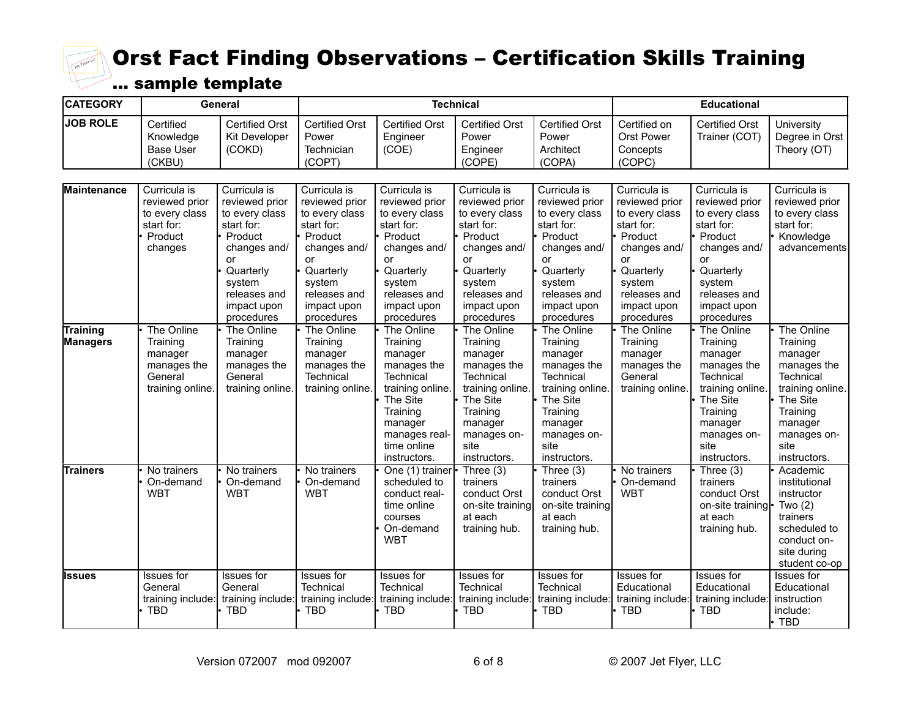# Orst Fact Finding Observations – Certification Skills Training

## … sample template

| CATEGORY | General | | Technical | | | | Educational | | |
|---|---|---|---|---|---|---|---|---|---|
| JOB ROLE | Certified Knowledge Base User (CKBU) | Certified Orst Kit Developer (COKD) | Certified Orst Power Technician (COPT) | Certified Orst Engineer (COE) | Certified Orst Power Engineer (COPE) | Certified Orst Power Architect (COPA) | Certified on Orst Power Concepts (COPC) | Certified Orst Trainer (COT) | University Degree in Orst Theory (OT) |
| Maintenance | Curricula is reviewed prior to every class start for: • Product changes | Curricula is reviewed prior to every class start for: • Product changes and/ or • Quarterly system releases and impact upon procedures | Curricula is reviewed prior to every class start for: • Product changes and/ or • Quarterly system releases and impact upon procedures | Curricula is reviewed prior to every class start for: • Product changes and/ or • Quarterly system releases and impact upon procedures | Curricula is reviewed prior to every class start for: • Product changes and/ or • Quarterly system releases and impact upon procedures | Curricula is reviewed prior to every class start for: • Product changes and/ or • Quarterly system releases and impact upon procedures | Curricula is reviewed prior to every class start for: • Product changes and/ or • Quarterly system releases and impact upon procedures | Curricula is reviewed prior to every class start for: • Product changes and/ or • Quarterly system releases and impact upon procedures | Curricula is reviewed prior to every class start for: • Knowledge advancements |
| Training Managers | • The Online Training manager manages the General training online. | • The Online Training manager manages the General training online. | • The Online Training manager manages the Technical training online. | • The Online Training manager manages the Technical training online. • The Site Training manager manages real-time online instructors. | • The Online Training manager manages the Technical training online. • The Site Training manager manages on-site instructors. | • The Online Training manager manages the Technical training online. • The Site Training manager manages on-site instructors. | • The Online Training manager manages the General training online. | • The Online Training manager manages the Technical training online. • The Site Training manager manages on-site instructors. | • The Online Training manager manages the Technical training online. • The Site Training manager manages on-site instructors. |
| Trainers | • No trainers • On-demand WBT | • No trainers • On-demand WBT | • No trainers • On-demand WBT | • One (1) trainer scheduled to conduct real-time online courses • On-demand WBT | • Three (3) trainers conduct Orst on-site training at each training hub. | • Three (3) trainers conduct Orst on-site training at each training hub. | • No trainers • On-demand WBT | • Three (3) trainers conduct Orst on-site training at each training hub. | • Academic institutional instructor • Two (2) trainers scheduled to conduct on-site during student co-op |
| Issues | Issues for General training include: • TBD | Issues for General training include: • TBD | Issues for Technical training include: • TBD | Issues for Technical training include: • TBD | Issues for Technical training include: • TBD | Issues for Technical training include: • TBD | Issues for Educational training include: • TBD | Issues for Educational training include: • TBD | Issues for Educational instruction include: • TBD |

Version 072007 mod 092007 © 2007 Jet Flyer, LLC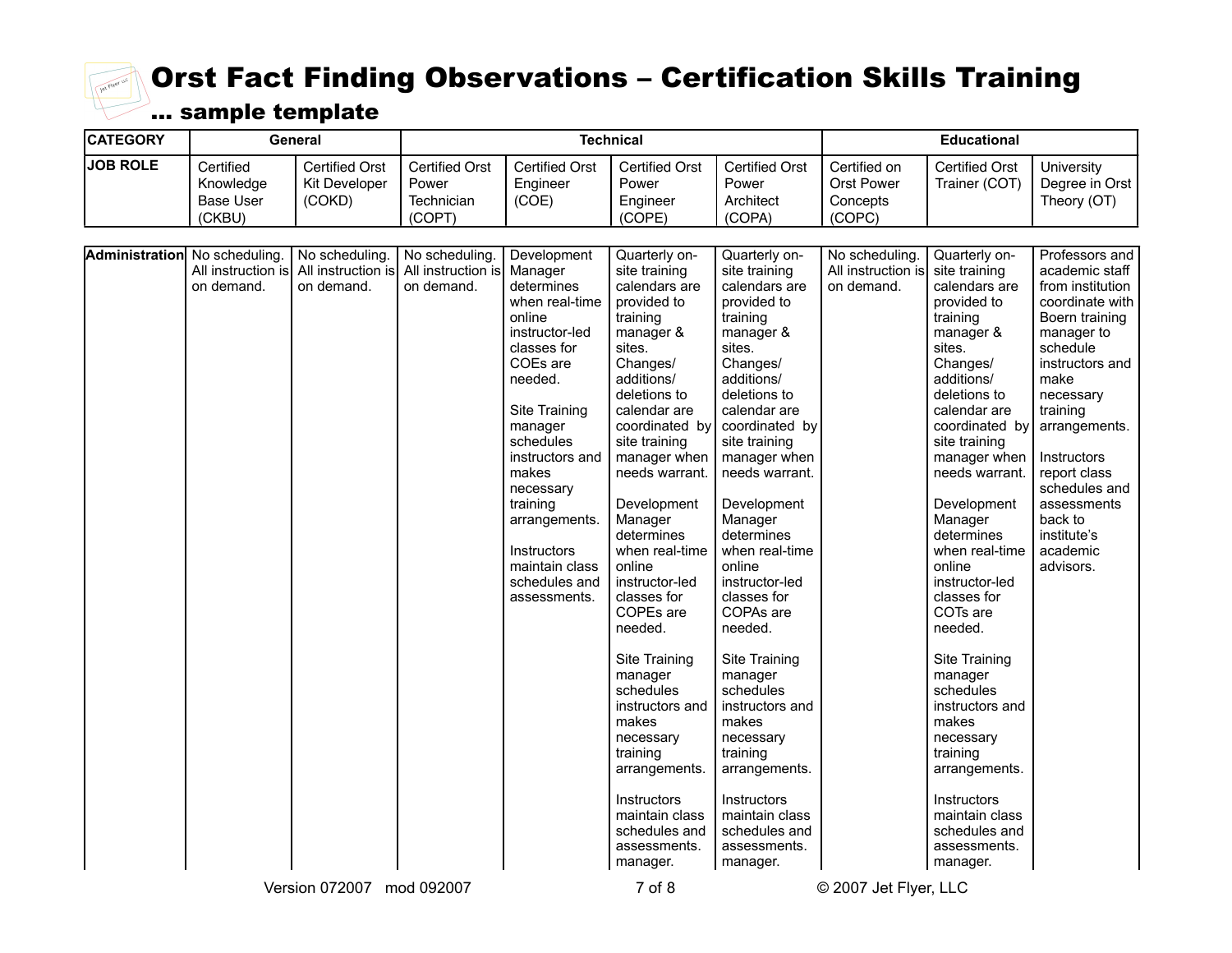# Orst Fact Finding Observations – Certification Skills Training

## … sample template

| CATEGORY | General | | Technical | | | | Educational | | |
|---|---|---|---|---|---|---|---|---|---|
| JOB ROLE | Certified Knowledge Base User (CKBU) | Certified Orst Kit Developer (COKD) | Certified Orst Power Technician (COPT) | Certified Orst Engineer (COE) | Certified Orst Power Engineer (COPE) | Certified Orst Power Architect (COPA) | Certified on Orst Power Concepts (COPC) | Certified Orst Trainer (COT) | University Degree in Orst Theory (OT) |
| Administration | No scheduling. All instruction is on demand. | No scheduling. All instruction is on demand. | No scheduling. All instruction is on demand. | Development Manager determines when real-time online instructor-led classes for COEs are needed.<br><br>Site Training manager schedules instructors and makes necessary training arrangements.<br><br>Instructors maintain class schedules and assessments. | Quarterly on-site training calendars are provided to training manager & sites. Changes/ additions/ deletions to calendar are coordinated by site training manager when needs warrant.<br><br>Development Manager determines when real-time online instructor-led classes for COPEs are needed.<br><br>Site Training manager schedules instructors and makes necessary training arrangements.<br><br>Instructors maintain class schedules and assessments. manager. | Quarterly on-site training calendars are provided to training manager & sites. Changes/ additions/ deletions to calendar are coordinated by site training manager when needs warrant.<br><br>Development Manager determines when real-time online instructor-led classes for COPAs are needed.<br><br>Site Training manager schedules instructors and makes necessary training arrangements.<br><br>Instructors maintain class schedules and assessments. manager. | No scheduling. All instruction is on demand. | Quarterly on-site training calendars are provided to training manager & sites. Changes/ additions/ deletions to calendar are coordinated by site training manager when needs warrant.<br><br>Development Manager determines when real-time online instructor-led classes for COTs are needed.<br><br>Site Training manager schedules instructors and makes necessary training arrangements.<br><br>Instructors maintain class schedules and assessments. manager. | Professors and academic staff from institution coordinate with Boern training manager to schedule instructors and make necessary training arrangements.<br><br>Instructors report class schedules and assessments back to institute's academic advisors. |

Version 072007 mod 092007

© 2007 Jet Flyer, LLC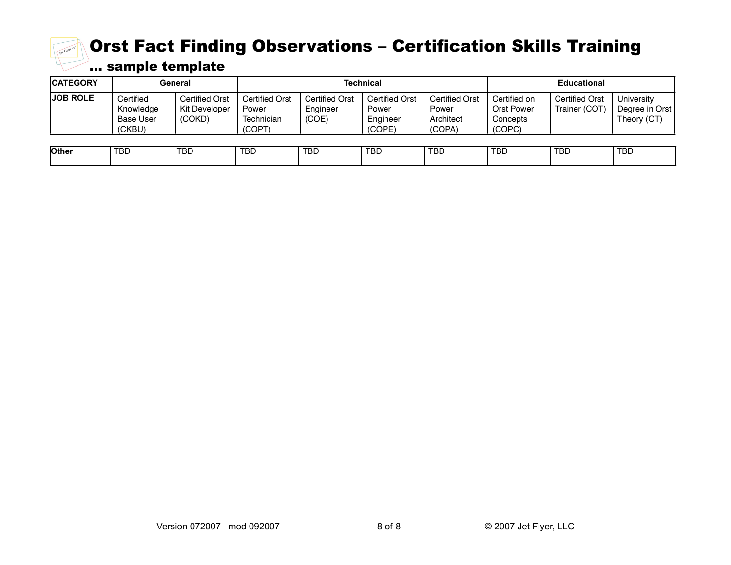# Orst Fact Finding Observations – Certification Skills Training

## … sample template

| CATEGORY | General | | Technical | | | | Educational | | |
|---|---|---|---|---|---|---|---|---|---|
| JOB ROLE | Certified Knowledge Base User (CKBU) | Certified Orst Kit Developer (COKD) | Certified Orst Power Technician (COPT) | Certified Orst Engineer (COE) | Certified Orst Power Engineer (COPE) | Certified Orst Power Architect (COPA) | Certified on Orst Power Concepts (COPC) | Certified Orst Trainer (COT) | University Degree in Orst Theory (OT) |
| **Other** | TBD | TBD | TBD | TBD | TBD | TBD | TBD | TBD | TBD |

Version 072007 mod 092007 © 2007 Jet Flyer, LLC